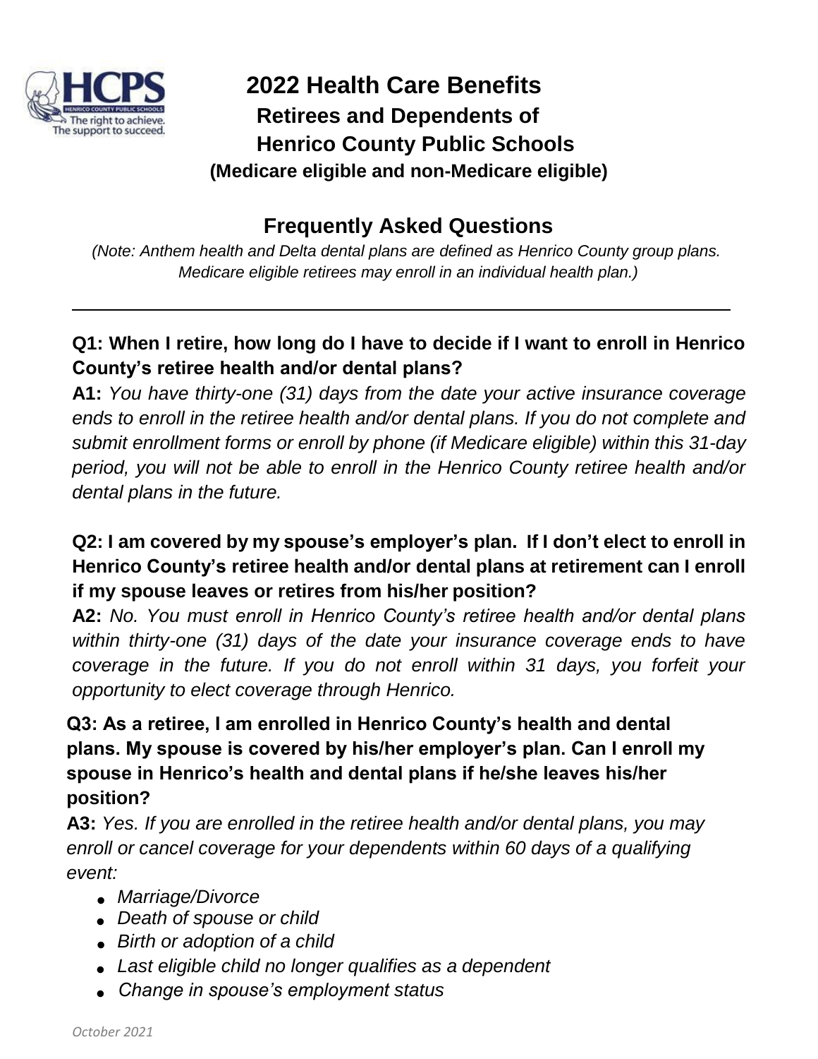# 2022 Health Care Benefits

## Retirees and Dependents of Henrico County Public Schools

**(Medicare eligible and non-Medicare eligible)**

## Frequently Asked Questions

*(Note: Anthem health and Delta dental plans are defined as Henrico County group plans. Medicare eligible retirees may enroll in an individual health plan.)*

---

**Q1: When I retire, how long do I have to decide if I want to enroll in Henrico County's retiree health and/or dental plans?**

**A1:** *You have thirty-one (31) days from the date your active insurance coverage ends to enroll in the retiree health and/or dental plans. If you do not complete and submit enrollment forms or enroll by phone (if Medicare eligible) within this 31-day period, you will not be able to enroll in the Henrico County retiree health and/or dental plans in the future.*

**Q2: I am covered by my spouse's employer's plan. If I don't elect to enroll in Henrico County's retiree health and/or dental plans at retirement can I enroll if my spouse leaves or retires from his/her position?**

**A2:** *No. You must enroll in Henrico County's retiree health and/or dental plans within thirty-one (31) days of the date your insurance coverage ends to have coverage in the future. If you do not enroll within 31 days, you forfeit your opportunity to elect coverage through Henrico.*

**Q3: As a retiree, I am enrolled in Henrico County's health and dental plans. My spouse is covered by his/her employer's plan. Can I enroll my spouse in Henrico's health and dental plans if he/she leaves his/her position?**

**A3:** *Yes. If you are enrolled in the retiree health and/or dental plans, you may enroll or cancel coverage for your dependents within 60 days of a qualifying event:*

- *Marriage/Divorce*
- *Death of spouse or child*
- *Birth or adoption of a child*
- *Last eligible child no longer qualifies as a dependent*
- *Change in spouse's employment status*

*October 2021*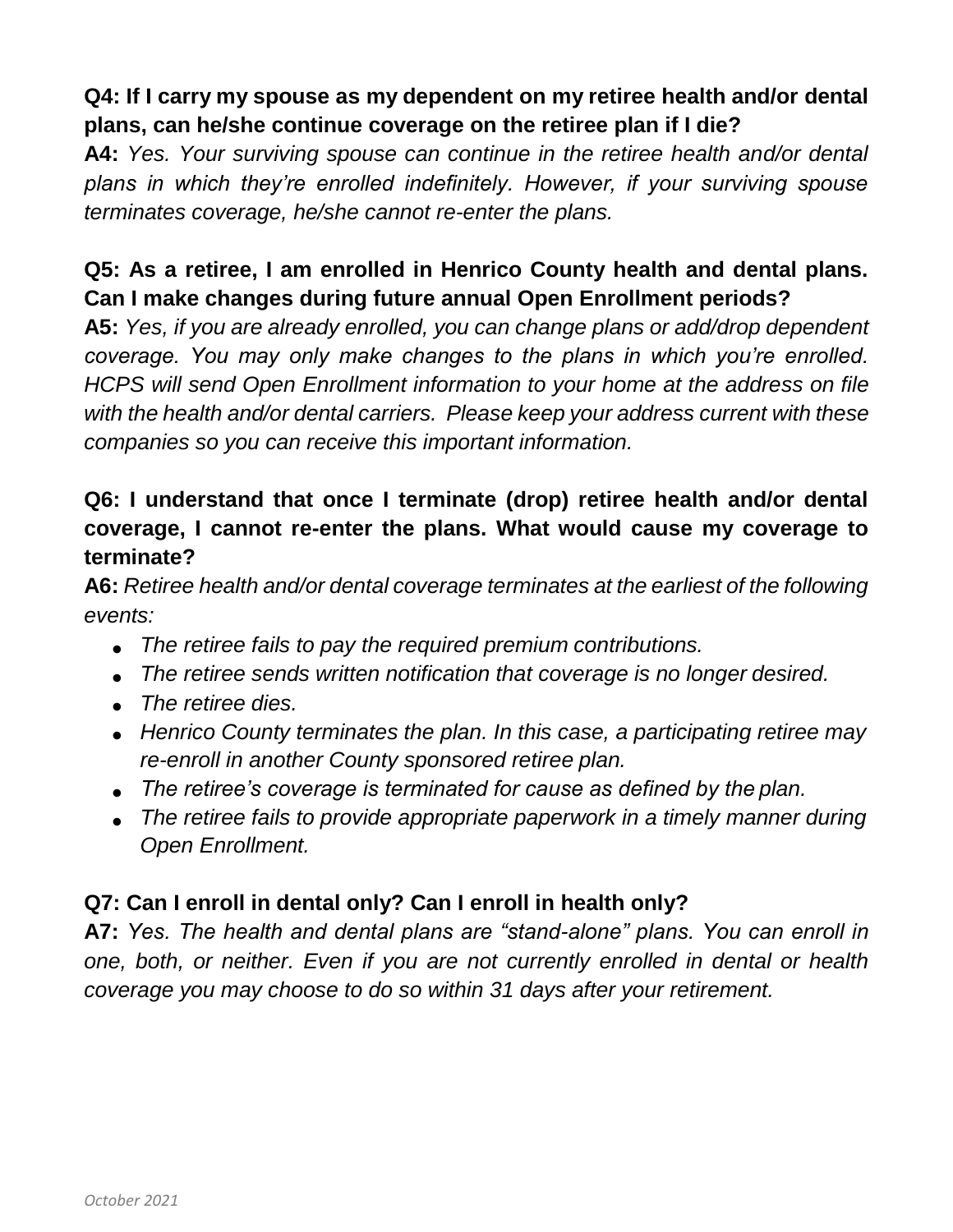**Q4: If I carry my spouse as my dependent on my retiree health and/or dental plans, can he/she continue coverage on the retiree plan if I die?**

**A4:** *Yes. Your surviving spouse can continue in the retiree health and/or dental plans in which they're enrolled indefinitely. However, if your surviving spouse terminates coverage, he/she cannot re-enter the plans.*

**Q5: As a retiree, I am enrolled in Henrico County health and dental plans. Can I make changes during future annual Open Enrollment periods?**

**A5:** *Yes, if you are already enrolled, you can change plans or add/drop dependent coverage. You may only make changes to the plans in which you're enrolled. HCPS will send Open Enrollment information to your home at the address on file with the health and/or dental carriers. Please keep your address current with these companies so you can receive this important information.*

**Q6: I understand that once I terminate (drop) retiree health and/or dental coverage, I cannot re-enter the plans. What would cause my coverage to terminate?**

**A6:** *Retiree health and/or dental coverage terminates at the earliest of the following events:*

- *The retiree fails to pay the required premium contributions.*
- *The retiree sends written notification that coverage is no longer desired.*
- *The retiree dies.*
- *Henrico County terminates the plan. In this case, a participating retiree may re-enroll in another County sponsored retiree plan.*
- *The retiree's coverage is terminated for cause as defined by the plan.*
- *The retiree fails to provide appropriate paperwork in a timely manner during Open Enrollment.*

**Q7: Can I enroll in dental only? Can I enroll in health only?**

**A7:** *Yes. The health and dental plans are "stand-alone" plans. You can enroll in one, both, or neither. Even if you are not currently enrolled in dental or health coverage you may choose to do so within 31 days after your retirement.*

*October 2021*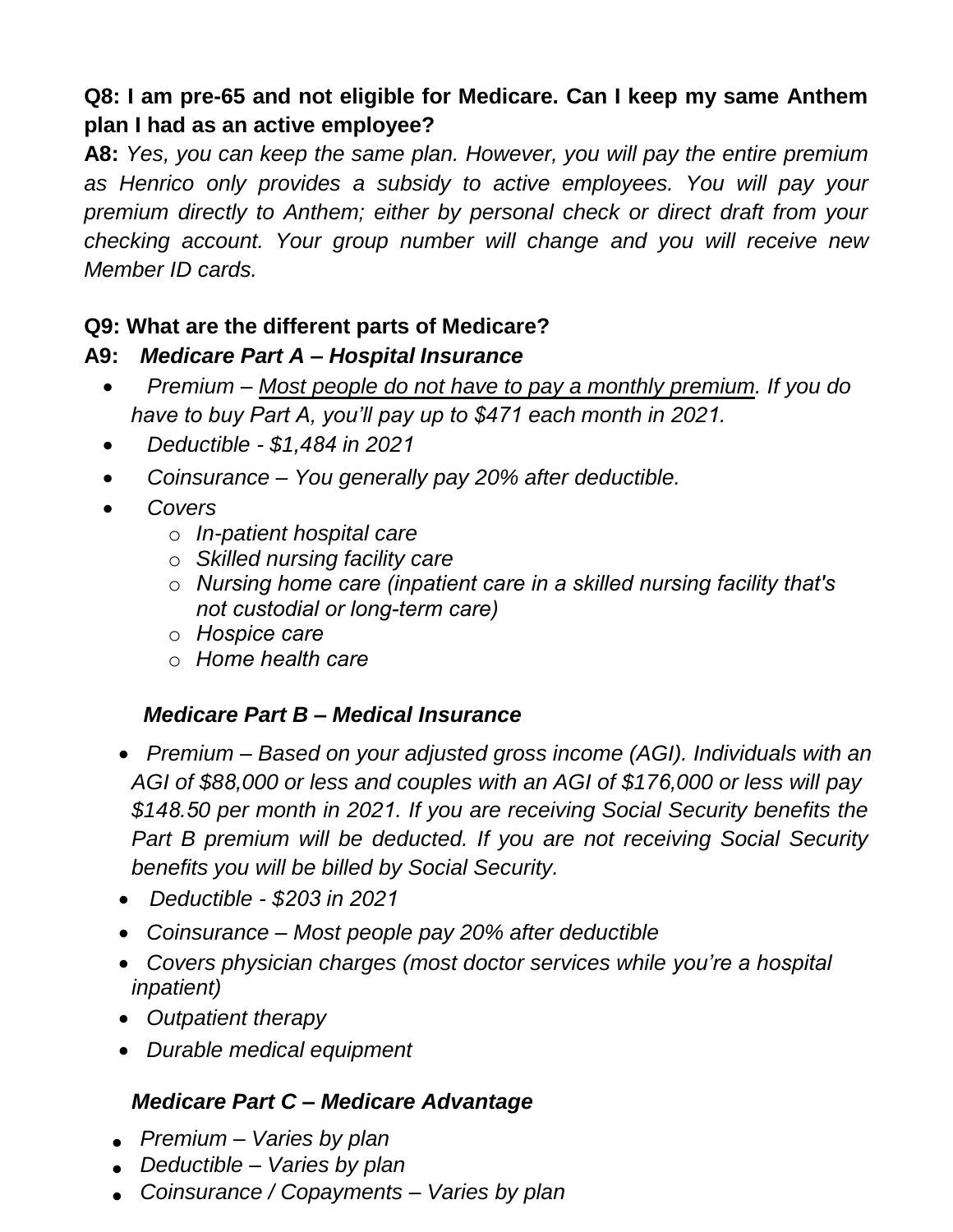**Q8: I am pre-65 and not eligible for Medicare. Can I keep my same Anthem plan I had as an active employee?**

**A8:** *Yes, you can keep the same plan. However, you will pay the entire premium as Henrico only provides a subsidy to active employees. You will pay your premium directly to Anthem; either by personal check or direct draft from your checking account. Your group number will change and you will receive new Member ID cards.*

**Q9: What are the different parts of Medicare?**

**A9:** ***Medicare Part A – Hospital Insurance***

- *Premium – <u>Most people do not have to pay a monthly premium</u>. If you do have to buy Part A, you'll pay up to $471 each month in 2021.*
- *Deductible - $1,484 in 2021*
- *Coinsurance – You generally pay 20% after deductible.*
- *Covers*
  - *In-patient hospital care*
  - *Skilled nursing facility care*
  - *Nursing home care (inpatient care in a skilled nursing facility that's not custodial or long-term care)*
  - *Hospice care*
  - *Home health care*

***Medicare Part B – Medical Insurance***

- *Premium – Based on your adjusted gross income (AGI). Individuals with an AGI of $88,000 or less and couples with an AGI of $176,000 or less will pay $148.50 per month in 2021. If you are receiving Social Security benefits the Part B premium will be deducted. If you are not receiving Social Security benefits you will be billed by Social Security.*
- *Deductible - $203 in 2021*
- *Coinsurance – Most people pay 20% after deductible*
- *Covers physician charges (most doctor services while you're a hospital inpatient)*
- *Outpatient therapy*
- *Durable medical equipment*

***Medicare Part C – Medicare Advantage***

- *Premium – Varies by plan*
- *Deductible – Varies by plan*
- *Coinsurance / Copayments – Varies by plan*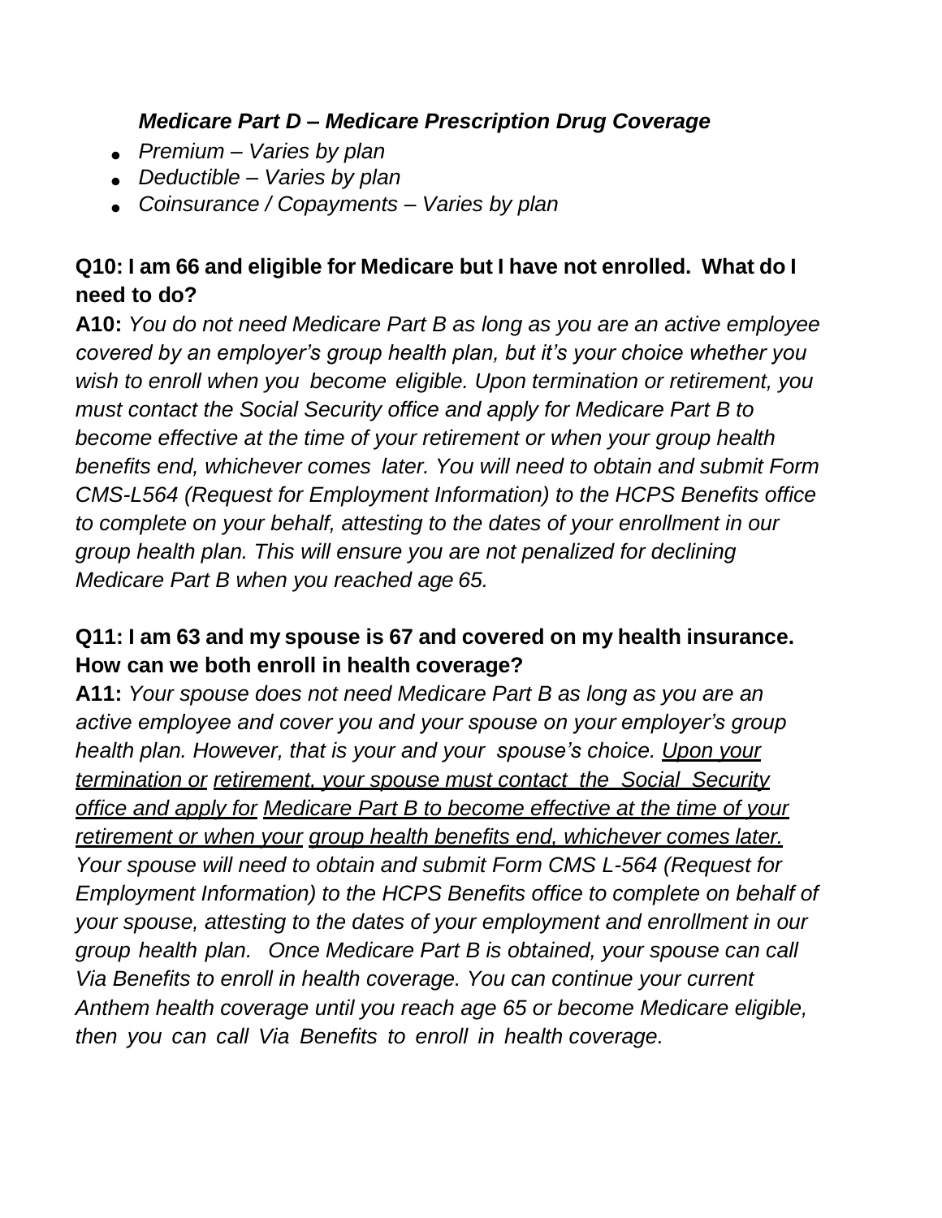***Medicare Part D – Medicare Prescription Drug Coverage***

- *Premium – Varies by plan*
- *Deductible – Varies by plan*
- *Coinsurance / Copayments – Varies by plan*

**Q10: I am 66 and eligible for Medicare but I have not enrolled. What do I need to do?**

**A10:** *You do not need Medicare Part B as long as you are an active employee covered by an employer's group health plan, but it's your choice whether you wish to enroll when you become eligible. Upon termination or retirement, you must contact the Social Security office and apply for Medicare Part B to become effective at the time of your retirement or when your group health benefits end, whichever comes later. You will need to obtain and submit Form CMS-L564 (Request for Employment Information) to the HCPS Benefits office to complete on your behalf, attesting to the dates of your enrollment in our group health plan. This will ensure you are not penalized for declining Medicare Part B when you reached age 65.*

**Q11: I am 63 and my spouse is 67 and covered on my health insurance. How can we both enroll in health coverage?**

**A11:** *Your spouse does not need Medicare Part B as long as you are an active employee and cover you and your spouse on your employer's group health plan. However, that is your and your spouse's choice. <u>Upon your termination or retirement, your spouse must contact the Social Security office and apply for Medicare Part B to become effective at the time of your retirement or when your group health benefits end, whichever comes later.</u> Your spouse will need to obtain and submit Form CMS L-564 (Request for Employment Information) to the HCPS Benefits office to complete on behalf of your spouse, attesting to the dates of your employment and enrollment in our group health plan. Once Medicare Part B is obtained, your spouse can call Via Benefits to enroll in health coverage. You can continue your current Anthem health coverage until you reach age 65 or become Medicare eligible, then you can call Via Benefits to enroll in health coverage.*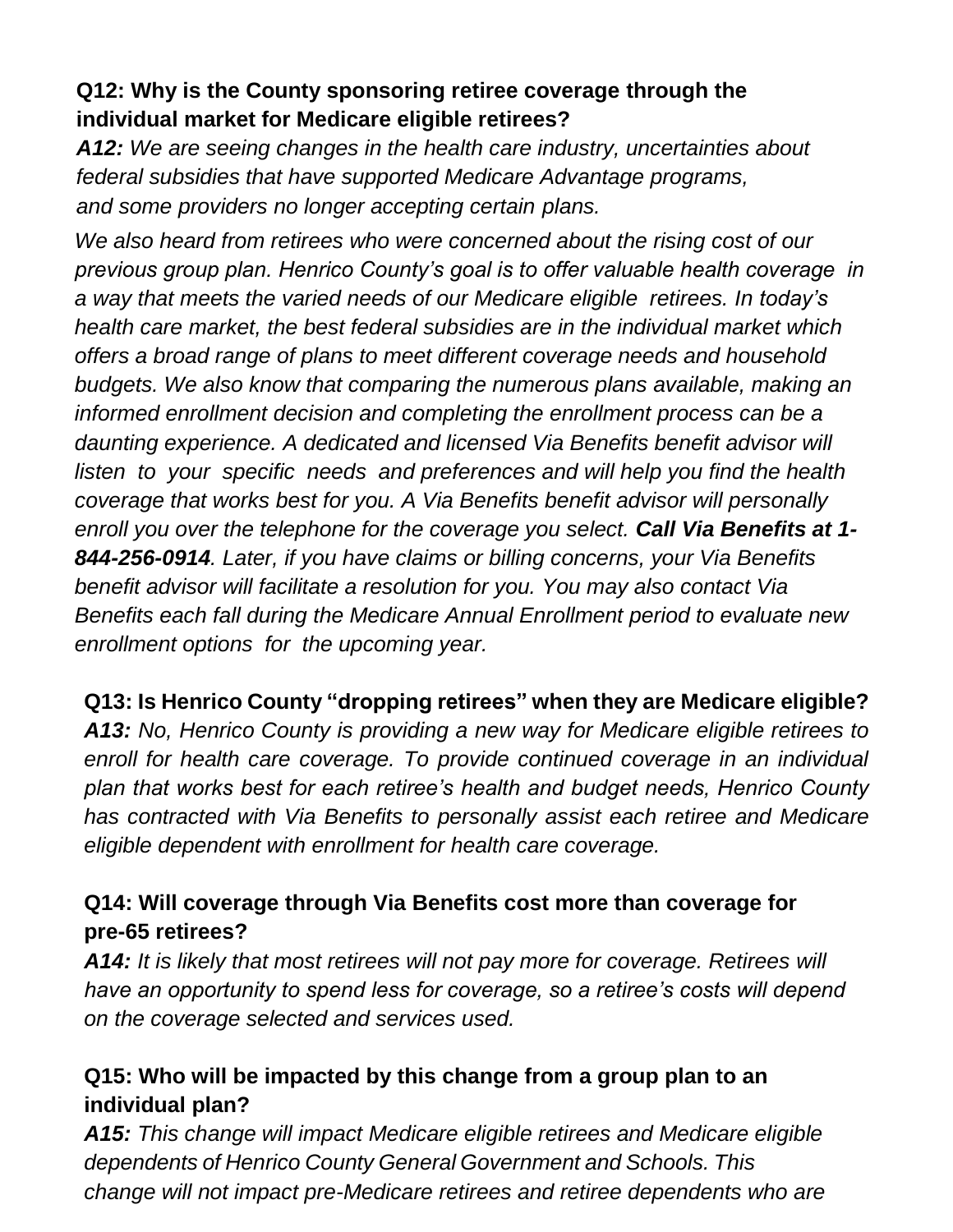**Q12: Why is the County sponsoring retiree coverage through the individual market for Medicare eligible retirees?**

***A12:*** *We are seeing changes in the health care industry, uncertainties about federal subsidies that have supported Medicare Advantage programs, and some providers no longer accepting certain plans.*

*We also heard from retirees who were concerned about the rising cost of our previous group plan. Henrico County's goal is to offer valuable health coverage in a way that meets the varied needs of our Medicare eligible retirees. In today's health care market, the best federal subsidies are in the individual market which offers a broad range of plans to meet different coverage needs and household budgets. We also know that comparing the numerous plans available, making an informed enrollment decision and completing the enrollment process can be a daunting experience. A dedicated and licensed Via Benefits benefit advisor will listen to your specific needs and preferences and will help you find the health coverage that works best for you. A Via Benefits benefit advisor will personally enroll you over the telephone for the coverage you select.* ***Call Via Benefits at 1-844-256-0914****. Later, if you have claims or billing concerns, your Via Benefits benefit advisor will facilitate a resolution for you. You may also contact Via Benefits each fall during the Medicare Annual Enrollment period to evaluate new enrollment options for the upcoming year.*

**Q13: Is Henrico County "dropping retirees" when they are Medicare eligible?**

***A13:*** *No, Henrico County is providing a new way for Medicare eligible retirees to enroll for health care coverage. To provide continued coverage in an individual plan that works best for each retiree's health and budget needs, Henrico County has contracted with Via Benefits to personally assist each retiree and Medicare eligible dependent with enrollment for health care coverage.*

**Q14: Will coverage through Via Benefits cost more than coverage for pre-65 retirees?**

***A14:*** *It is likely that most retirees will not pay more for coverage. Retirees will have an opportunity to spend less for coverage, so a retiree's costs will depend on the coverage selected and services used.*

**Q15: Who will be impacted by this change from a group plan to an individual plan?**

***A15:*** *This change will impact Medicare eligible retirees and Medicare eligible dependents of Henrico County General Government and Schools. This change will not impact pre-Medicare retirees and retiree dependents who are*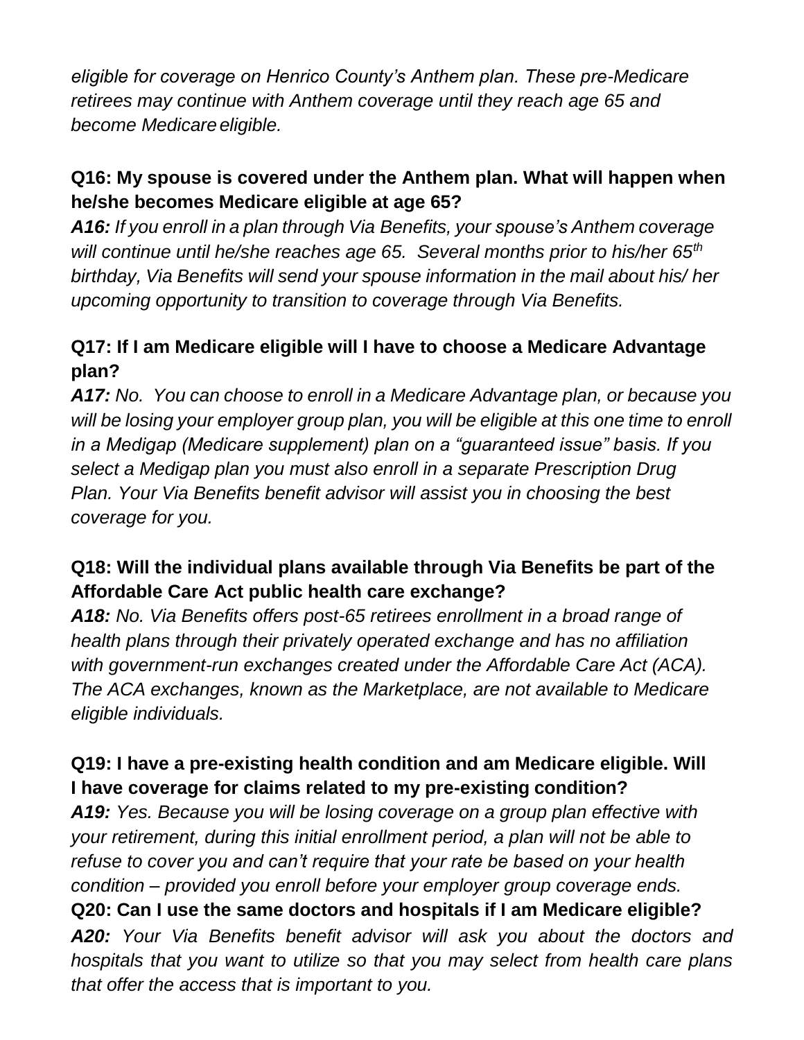*eligible for coverage on Henrico County's Anthem plan. These pre-Medicare retirees may continue with Anthem coverage until they reach age 65 and become Medicare eligible.*

**Q16: My spouse is covered under the Anthem plan. What will happen when he/she becomes Medicare eligible at age 65?**

***A16:*** *If you enroll in a plan through Via Benefits, your spouse's Anthem coverage will continue until he/she reaches age 65. Several months prior to his/her 65th birthday, Via Benefits will send your spouse information in the mail about his/ her upcoming opportunity to transition to coverage through Via Benefits.*

**Q17: If I am Medicare eligible will I have to choose a Medicare Advantage plan?**

***A17:*** *No. You can choose to enroll in a Medicare Advantage plan, or because you will be losing your employer group plan, you will be eligible at this one time to enroll in a Medigap (Medicare supplement) plan on a "guaranteed issue" basis. If you select a Medigap plan you must also enroll in a separate Prescription Drug Plan. Your Via Benefits benefit advisor will assist you in choosing the best coverage for you.*

**Q18: Will the individual plans available through Via Benefits be part of the Affordable Care Act public health care exchange?**

***A18:*** *No. Via Benefits offers post-65 retirees enrollment in a broad range of health plans through their privately operated exchange and has no affiliation with government-run exchanges created under the Affordable Care Act (ACA). The ACA exchanges, known as the Marketplace, are not available to Medicare eligible individuals.*

**Q19: I have a pre-existing health condition and am Medicare eligible. Will I have coverage for claims related to my pre-existing condition?**

***A19:*** *Yes. Because you will be losing coverage on a group plan effective with your retirement, during this initial enrollment period, a plan will not be able to refuse to cover you and can't require that your rate be based on your health condition – provided you enroll before your employer group coverage ends.*

**Q20: Can I use the same doctors and hospitals if I am Medicare eligible?**

***A20:*** *Your Via Benefits benefit advisor will ask you about the doctors and hospitals that you want to utilize so that you may select from health care plans that offer the access that is important to you.*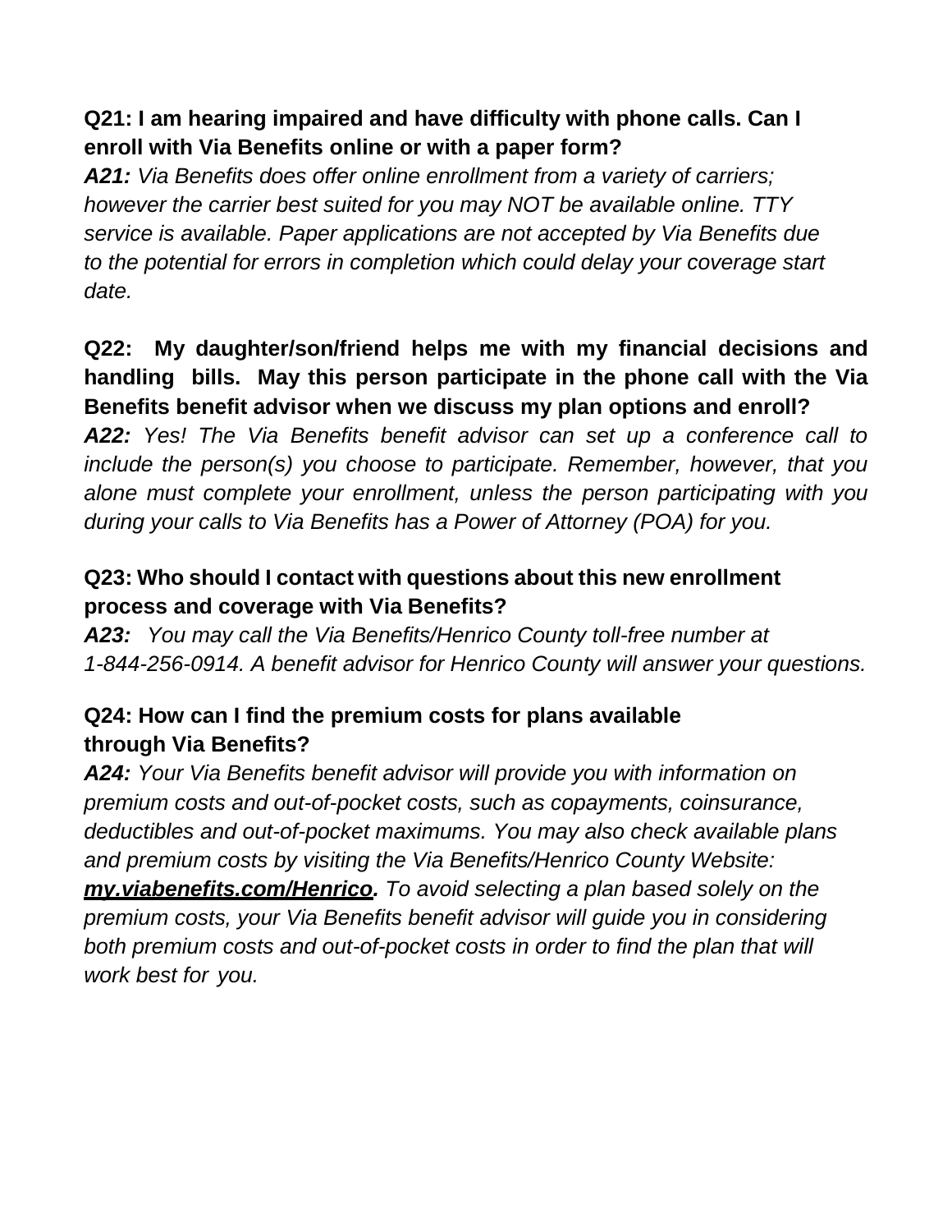**Q21: I am hearing impaired and have difficulty with phone calls. Can I enroll with Via Benefits online or with a paper form?**

***A21:*** *Via Benefits does offer online enrollment from a variety of carriers; however the carrier best suited for you may NOT be available online. TTY service is available. Paper applications are not accepted by Via Benefits due to the potential for errors in completion which could delay your coverage start date.*

**Q22: My daughter/son/friend helps me with my financial decisions and handling bills. May this person participate in the phone call with the Via Benefits benefit advisor when we discuss my plan options and enroll?**

***A22:*** *Yes! The Via Benefits benefit advisor can set up a conference call to include the person(s) you choose to participate. Remember, however, that you alone must complete your enrollment, unless the person participating with you during your calls to Via Benefits has a Power of Attorney (POA) for you.*

**Q23: Who should I contact with questions about this new enrollment process and coverage with Via Benefits?**

***A23:*** *You may call the Via Benefits/Henrico County toll-free number at 1-844-256-0914. A benefit advisor for Henrico County will answer your questions.*

**Q24: How can I find the premium costs for plans available through Via Benefits?**

***A24:*** *Your Via Benefits benefit advisor will provide you with information on premium costs and out-of-pocket costs, such as copayments, coinsurance, deductibles and out-of-pocket maximums. You may also check available plans and premium costs by visiting the Via Benefits/Henrico County Website:* ***my.viabenefits.com/Henrico****. To avoid selecting a plan based solely on the premium costs, your Via Benefits benefit advisor will guide you in considering both premium costs and out-of-pocket costs in order to find the plan that will work best for you.*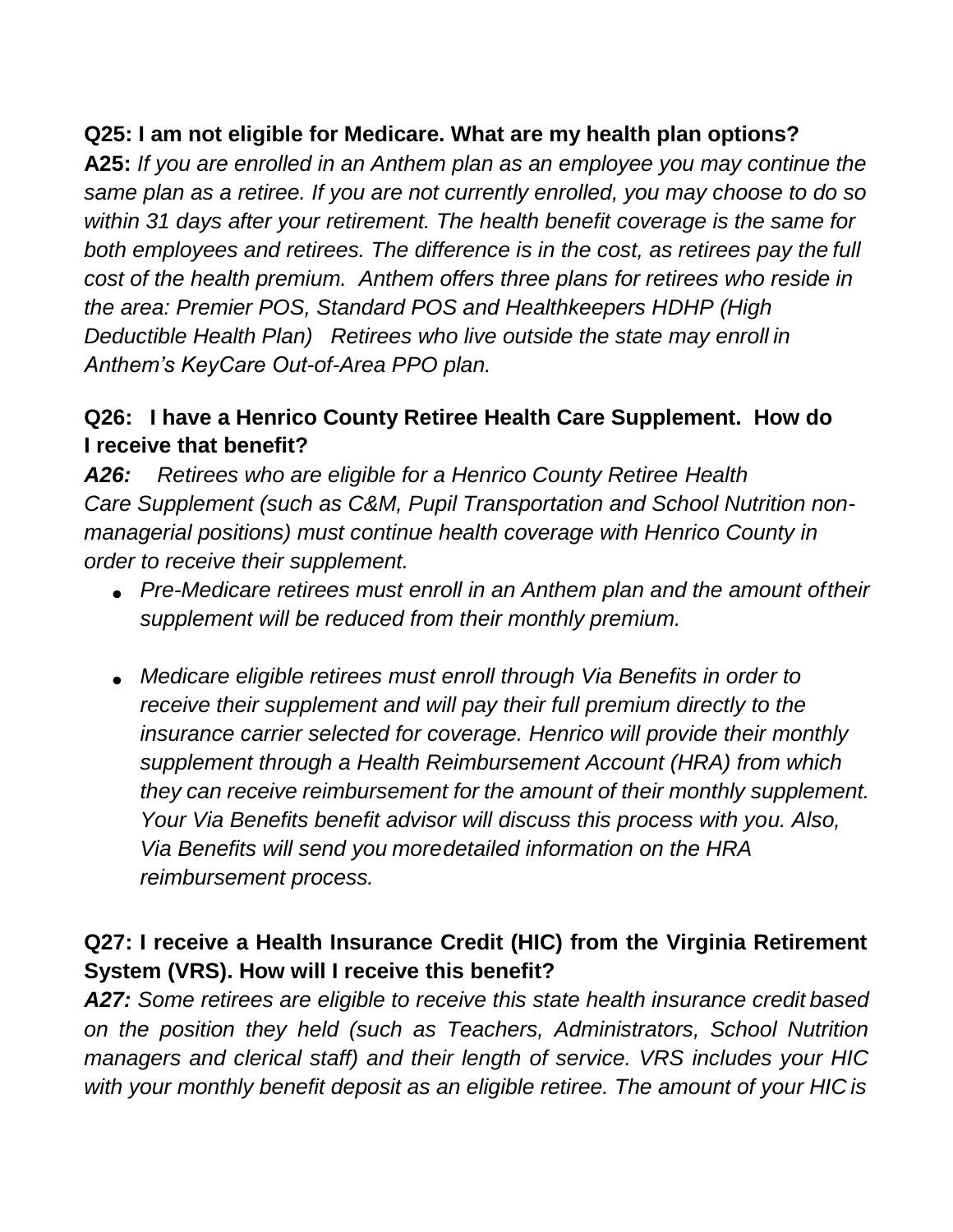**Q25: I am not eligible for Medicare. What are my health plan options?**

**A25:** *If you are enrolled in an Anthem plan as an employee you may continue the same plan as a retiree. If you are not currently enrolled, you may choose to do so within 31 days after your retirement. The health benefit coverage is the same for both employees and retirees. The difference is in the cost, as retirees pay the full cost of the health premium. Anthem offers three plans for retirees who reside in the area: Premier POS, Standard POS and Healthkeepers HDHP (High Deductible Health Plan) Retirees who live outside the state may enroll in Anthem's KeyCare Out-of-Area PPO plan.*

**Q26: I have a Henrico County Retiree Health Care Supplement. How do I receive that benefit?**

***A26:*** *Retirees who are eligible for a Henrico County Retiree Health Care Supplement (such as C&M, Pupil Transportation and School Nutrition non-managerial positions) must continue health coverage with Henrico County in order to receive their supplement.*

- *Pre-Medicare retirees must enroll in an Anthem plan and the amount of their supplement will be reduced from their monthly premium.*
- *Medicare eligible retirees must enroll through Via Benefits in order to receive their supplement and will pay their full premium directly to the insurance carrier selected for coverage. Henrico will provide their monthly supplement through a Health Reimbursement Account (HRA) from which they can receive reimbursement for the amount of their monthly supplement. Your Via Benefits benefit advisor will discuss this process with you. Also, Via Benefits will send you more detailed information on the HRA reimbursement process.*

**Q27: I receive a Health Insurance Credit (HIC) from the Virginia Retirement System (VRS). How will I receive this benefit?**

***A27:*** *Some retirees are eligible to receive this state health insurance credit based on the position they held (such as Teachers, Administrators, School Nutrition managers and clerical staff) and their length of service. VRS includes your HIC with your monthly benefit deposit as an eligible retiree. The amount of your HIC is*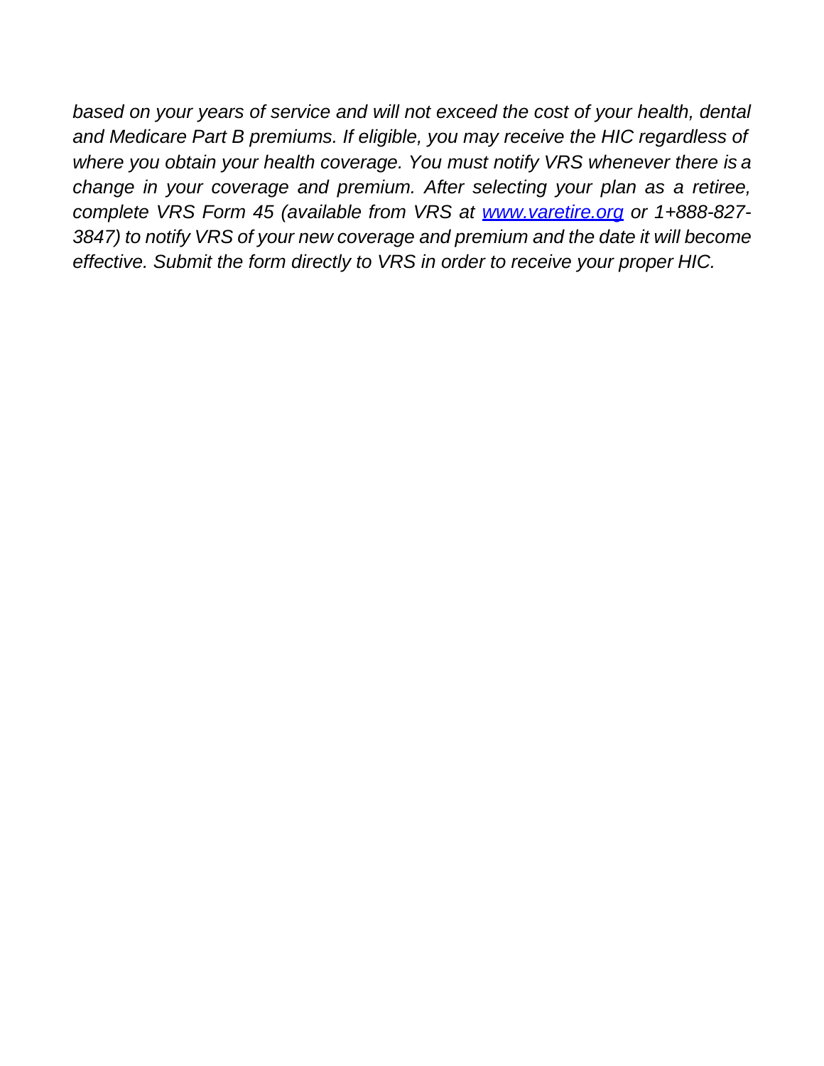*based on your years of service and will not exceed the cost of your health, dental and Medicare Part B premiums. If eligible, you may receive the HIC regardless of where you obtain your health coverage. You must notify VRS whenever there is a change in your coverage and premium. After selecting your plan as a retiree, complete VRS Form 45 (available from VRS at [www.varetire.org](http://www.varetire.org) or 1+888-827-3847) to notify VRS of your new coverage and premium and the date it will become effective. Submit the form directly to VRS in order to receive your proper HIC.*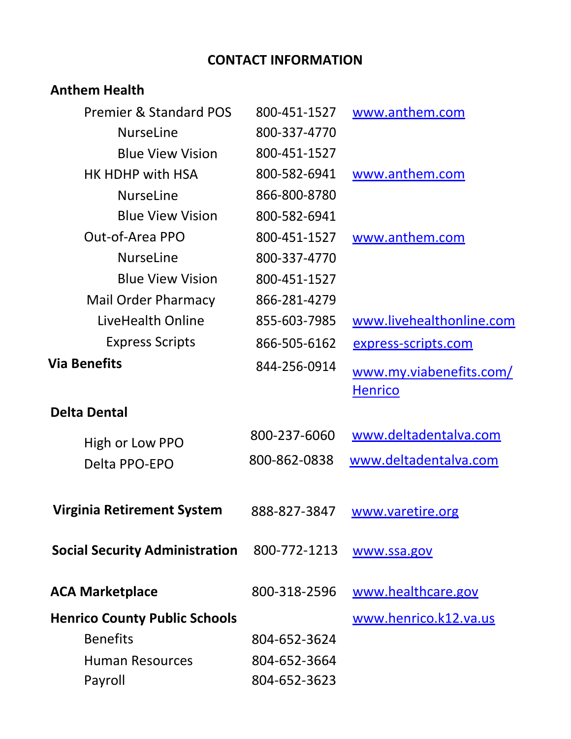# CONTACT INFORMATION

| | | |
|---|---|---|
| **Anthem Health** | | |
| Premier & Standard POS | 800-451-1527 | www.anthem.com |
| NurseLine | 800-337-4770 | |
| Blue View Vision | 800-451-1527 | |
| HK HDHP with HSA | 800-582-6941 | www.anthem.com |
| NurseLine | 866-800-8780 | |
| Blue View Vision | 800-582-6941 | |
| Out-of-Area PPO | 800-451-1527 | www.anthem.com |
| NurseLine | 800-337-4770 | |
| Blue View Vision | 800-451-1527 | |
| Mail Order Pharmacy | 866-281-4279 | |
| LiveHealth Online | 855-603-7985 | www.livehealthonline.com |
| Express Scripts | 866-505-6162 | express-scripts.com |
| **Via Benefits** | 844-256-0914 | www.my.viabenefits.com/Henrico |
| **Delta Dental** | | |
| High or Low PPO | 800-237-6060 | www.deltadentalva.com |
| Delta PPO-EPO | 800-862-0838 | www.deltadentalva.com |
| **Virginia Retirement System** | 888-827-3847 | www.varetire.org |
| **Social Security Administration** | 800-772-1213 | www.ssa.gov |
| **ACA Marketplace** | 800-318-2596 | www.healthcare.gov |
| **Henrico County Public Schools** | | www.henrico.k12.va.us |
| Benefits | 804-652-3624 | |
| Human Resources | 804-652-3664 | |
| Payroll | 804-652-3623 | |